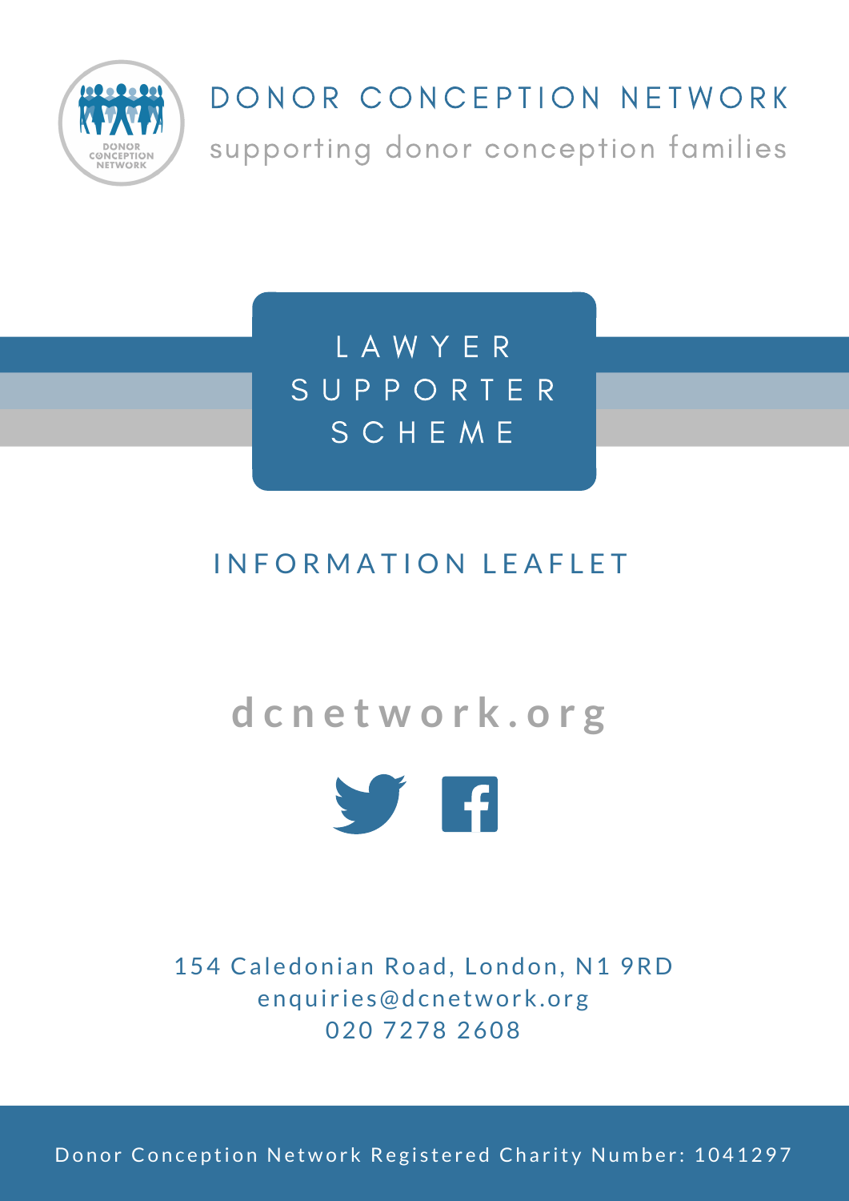# DONOR CONCEPTION NETWORK

supporting donor conception families

# LAWYER SUPPORTER SCHEME

## INFORMATION LEAFLET

**dcnetwork.org**

154 Caledonian Road, London, N1 9RD
enquiries@dcnetwork.org
020 7278 2608

Donor Conception Network Registered Charity Number: 1041297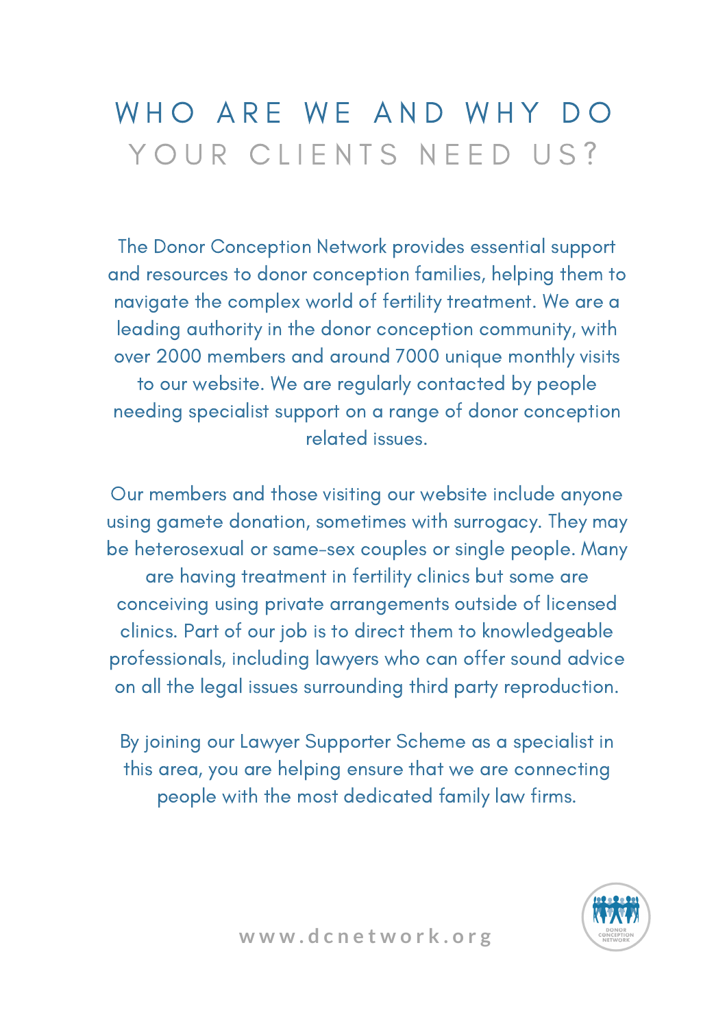# WHO ARE WE AND WHY DO YOUR CLIENTS NEED US?

The Donor Conception Network provides essential support and resources to donor conception families, helping them to navigate the complex world of fertility treatment. We are a leading authority in the donor conception community, with over 2000 members and around 7000 unique monthly visits to our website. We are regularly contacted by people needing specialist support on a range of donor conception related issues.

Our members and those visiting our website include anyone using gamete donation, sometimes with surrogacy. They may be heterosexual or same-sex couples or single people. Many are having treatment in fertility clinics but some are conceiving using private arrangements outside of licensed clinics. Part of our job is to direct them to knowledgeable professionals, including lawyers who can offer sound advice on all the legal issues surrounding third party reproduction.

By joining our Lawyer Supporter Scheme as a specialist in this area, you are helping ensure that we are connecting people with the most dedicated family law firms.

www.dcnetwork.org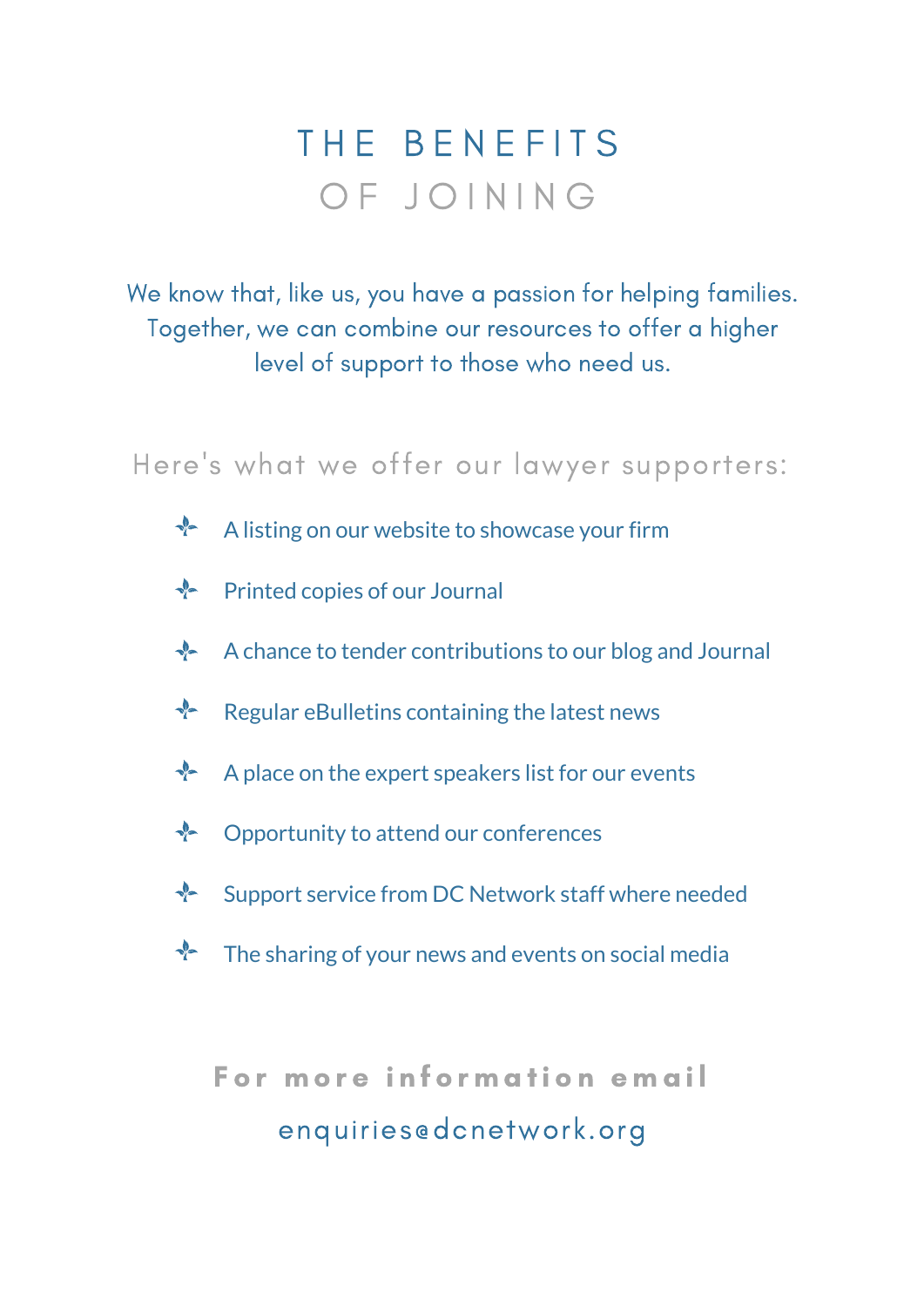# THE BENEFITS OF JOINING

We know that, like us, you have a passion for helping families. Together, we can combine our resources to offer a higher level of support to those who need us.

Here's what we offer our lawyer supporters:

- A listing on our website to showcase your firm
- Printed copies of our Journal
- A chance to tender contributions to our blog and Journal
- Regular eBulletins containing the latest news
- A place on the expert speakers list for our events
- Opportunity to attend our conferences
- Support service from DC Network staff where needed
- The sharing of your news and events on social media

**For more information email**

enquiries@dcnetwork.org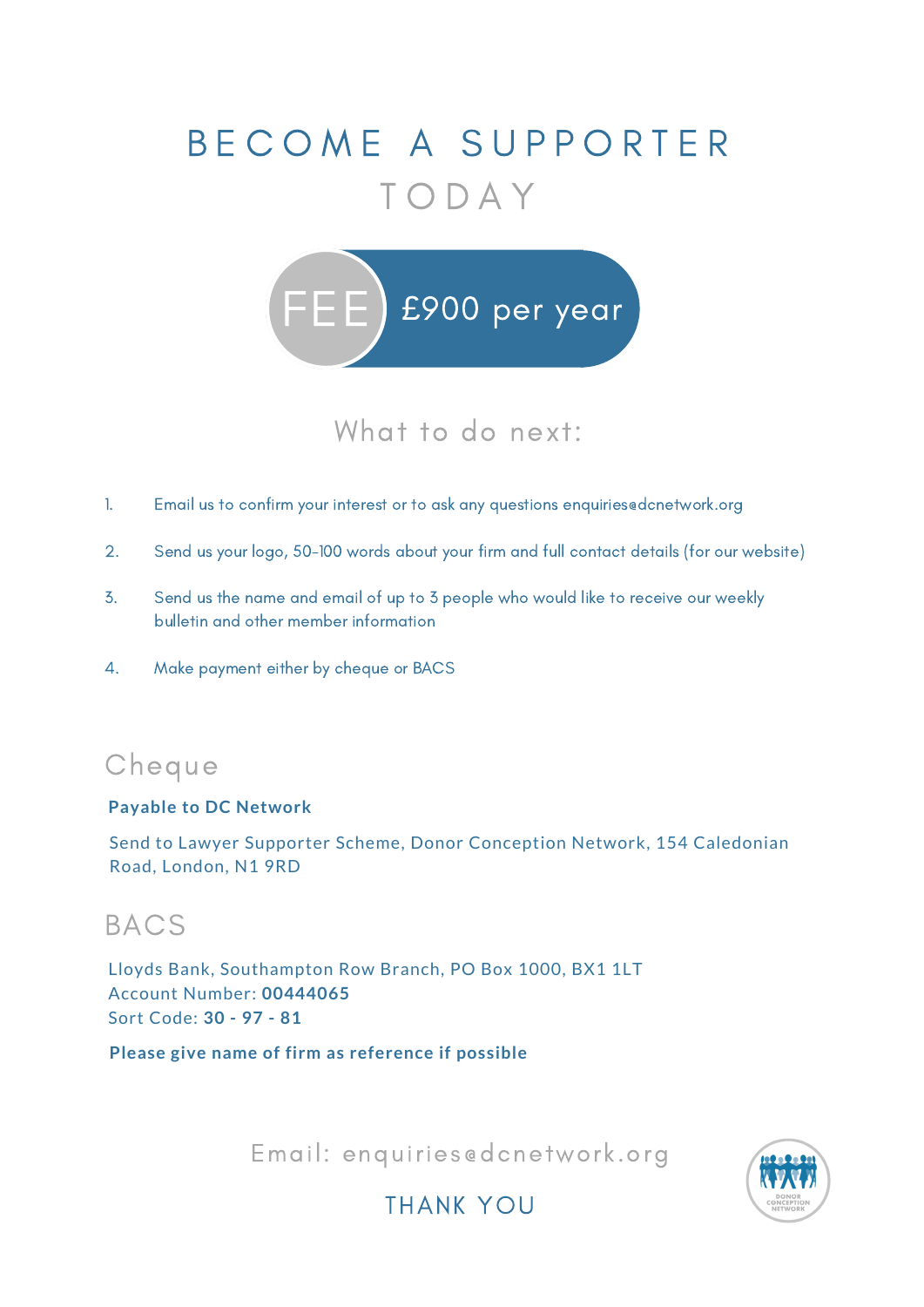# BECOME A SUPPORTER TODAY

FEE £900 per year

## What to do next:

1. Email us to confirm your interest or to ask any questions enquiries@dcnetwork.org
2. Send us your logo, 50-100 words about your firm and full contact details (for our website)
3. Send us the name and email of up to 3 people who would like to receive our weekly bulletin and other member information
4. Make payment either by cheque or BACS

## Cheque

**Payable to DC Network**

Send to Lawyer Supporter Scheme, Donor Conception Network, 154 Caledonian Road, London, N1 9RD

## BACS

Lloyds Bank, Southampton Row Branch, PO Box 1000, BX1 1LT
Account Number: **00444065**
Sort Code: **30 - 97 - 81**

**Please give name of firm as reference if possible**

Email: enquiries@dcnetwork.org

THANK YOU

DONOR CONCEPTION NETWORK